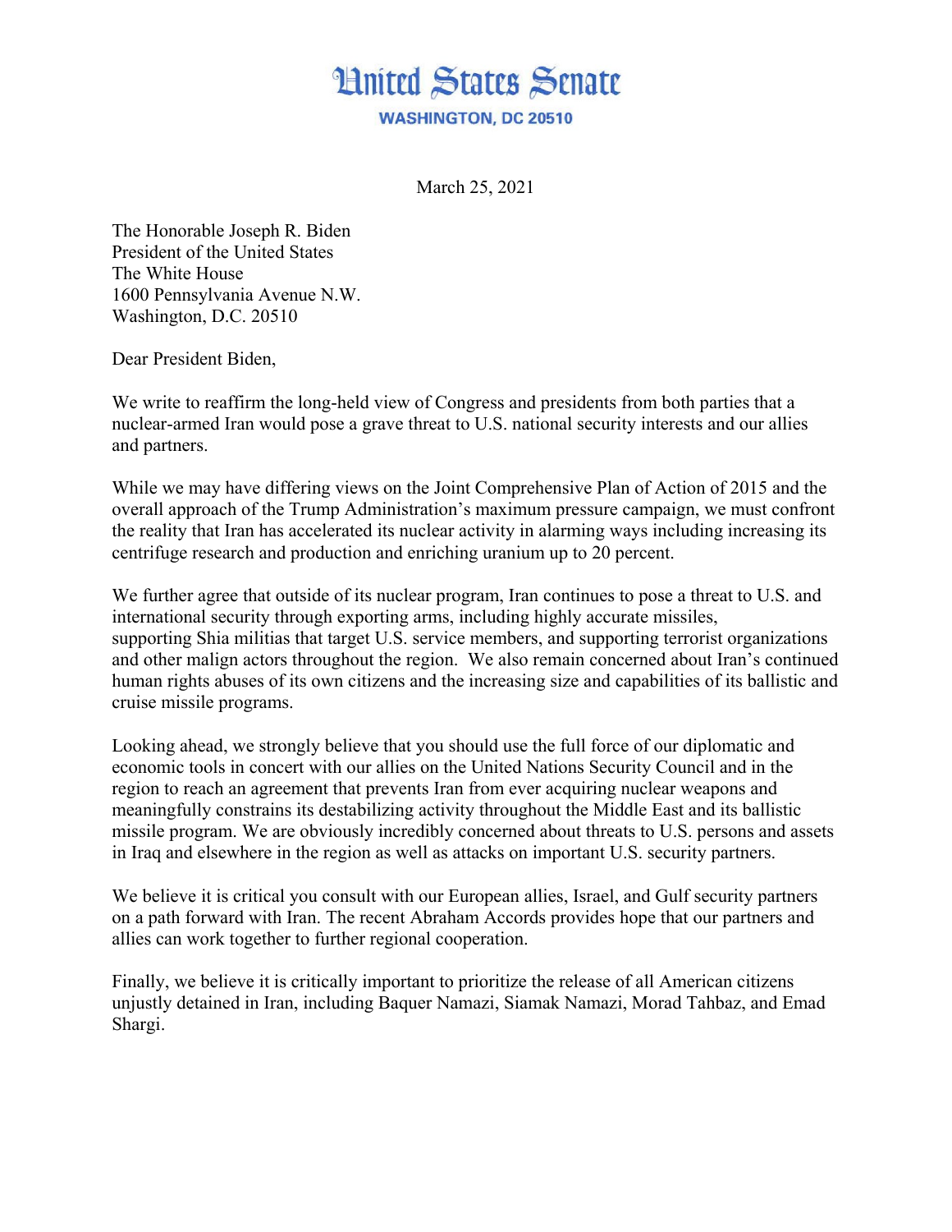# United States Senate

**WASHINGTON, DC 20510**

March 25, 2021

The Honorable Joseph R. Biden
President of the United States
The White House
1600 Pennsylvania Avenue N.W.
Washington, D.C. 20510

Dear President Biden,

We write to reaffirm the long-held view of Congress and presidents from both parties that a nuclear-armed Iran would pose a grave threat to U.S. national security interests and our allies and partners.

While we may have differing views on the Joint Comprehensive Plan of Action of 2015 and the overall approach of the Trump Administration's maximum pressure campaign, we must confront the reality that Iran has accelerated its nuclear activity in alarming ways including increasing its centrifuge research and production and enriching uranium up to 20 percent.

We further agree that outside of its nuclear program, Iran continues to pose a threat to U.S. and international security through exporting arms, including highly accurate missiles, supporting Shia militias that target U.S. service members, and supporting terrorist organizations and other malign actors throughout the region. We also remain concerned about Iran's continued human rights abuses of its own citizens and the increasing size and capabilities of its ballistic and cruise missile programs.

Looking ahead, we strongly believe that you should use the full force of our diplomatic and economic tools in concert with our allies on the United Nations Security Council and in the region to reach an agreement that prevents Iran from ever acquiring nuclear weapons and meaningfully constrains its destabilizing activity throughout the Middle East and its ballistic missile program. We are obviously incredibly concerned about threats to U.S. persons and assets in Iraq and elsewhere in the region as well as attacks on important U.S. security partners.

We believe it is critical you consult with our European allies, Israel, and Gulf security partners on a path forward with Iran. The recent Abraham Accords provides hope that our partners and allies can work together to further regional cooperation.

Finally, we believe it is critically important to prioritize the release of all American citizens unjustly detained in Iran, including Baquer Namazi, Siamak Namazi, Morad Tahbaz, and Emad Shargi.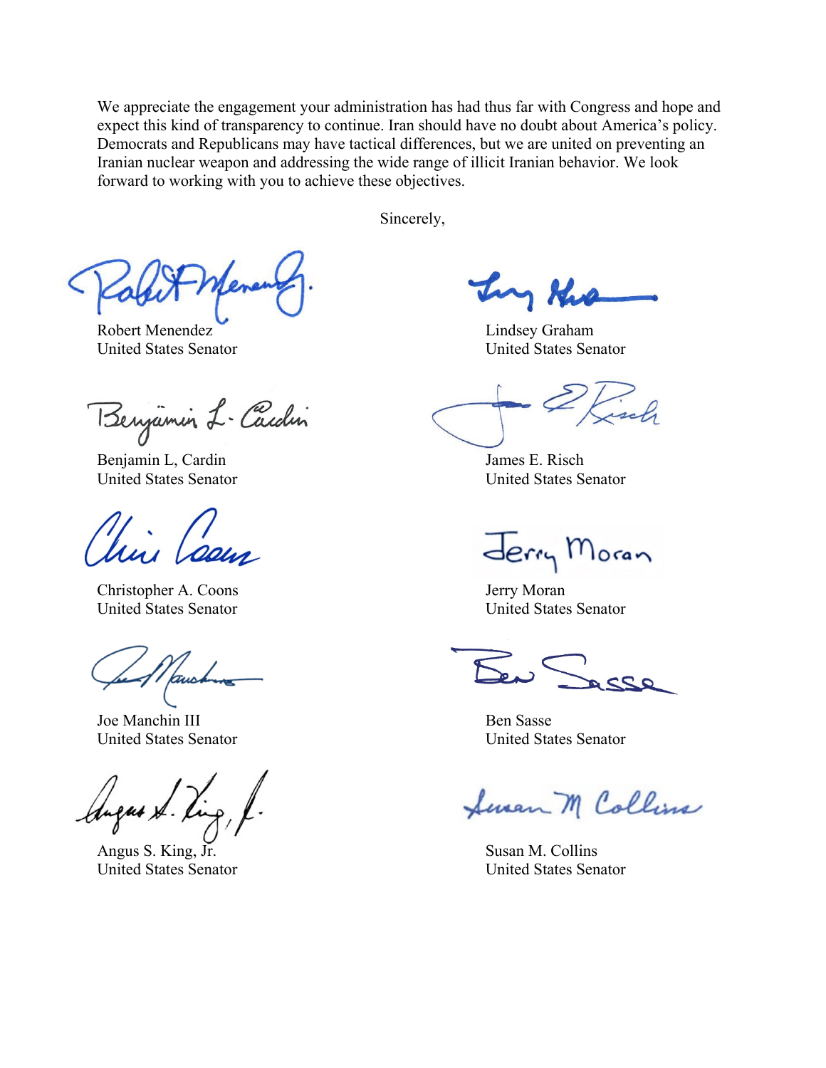We appreciate the engagement your administration has had thus far with Congress and hope and expect this kind of transparency to continue. Iran should have no doubt about America's policy. Democrats and Republicans may have tactical differences, but we are united on preventing an Iranian nuclear weapon and addressing the wide range of illicit Iranian behavior. We look forward to working with you to achieve these objectives.

Sincerely,

Robert Menendez
United States Senator

Lindsey Graham
United States Senator

Benjamin L, Cardin
United States Senator

James E. Risch
United States Senator

Christopher A. Coons
United States Senator

Jerry Moran
United States Senator

Joe Manchin III
United States Senator

Ben Sasse
United States Senator

Angus S. King, Jr.
United States Senator

Susan M. Collins
United States Senator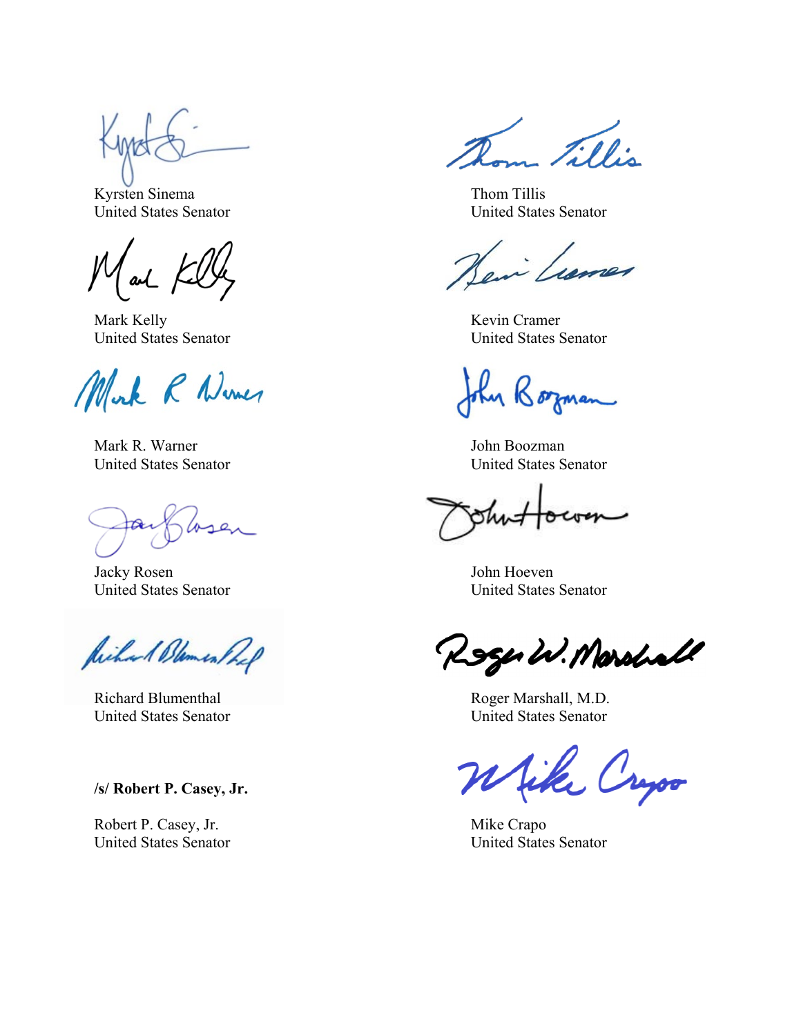Kyrsten Sinema
United States Senator

Mark Kelly
United States Senator

Mark R. Warner
United States Senator

Jacky Rosen
United States Senator

Richard Blumenthal
United States Senator

**/s/ Robert P. Casey, Jr.**

Robert P. Casey, Jr.
United States Senator

Thom Tillis
United States Senator

Kevin Cramer
United States Senator

John Boozman
United States Senator

John Hoeven
United States Senator

Roger Marshall, M.D.
United States Senator

Mike Crapo
United States Senator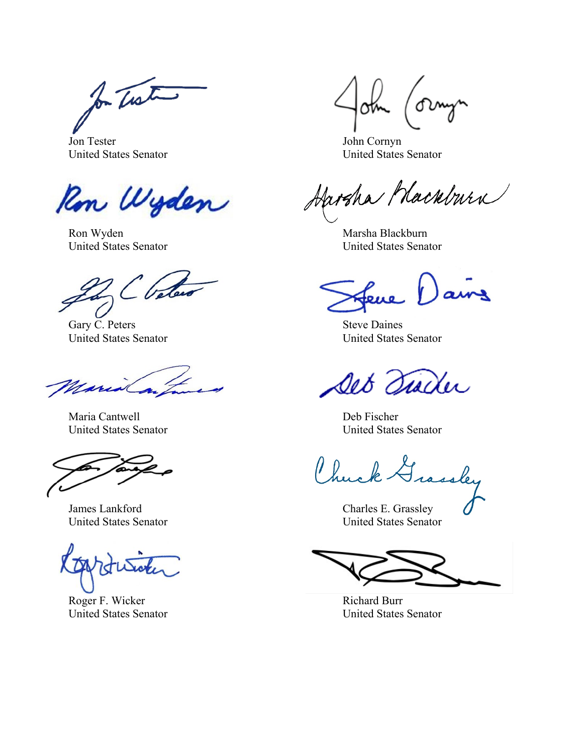Jon Tester
United States Senator

John Cornyn
United States Senator

Ron Wyden
United States Senator

Marsha Blackburn
United States Senator

Gary C. Peters
United States Senator

Steve Daines
United States Senator

Maria Cantwell
United States Senator

Deb Fischer
United States Senator

James Lankford
United States Senator

Charles E. Grassley
United States Senator

Roger F. Wicker
United States Senator

Richard Burr
United States Senator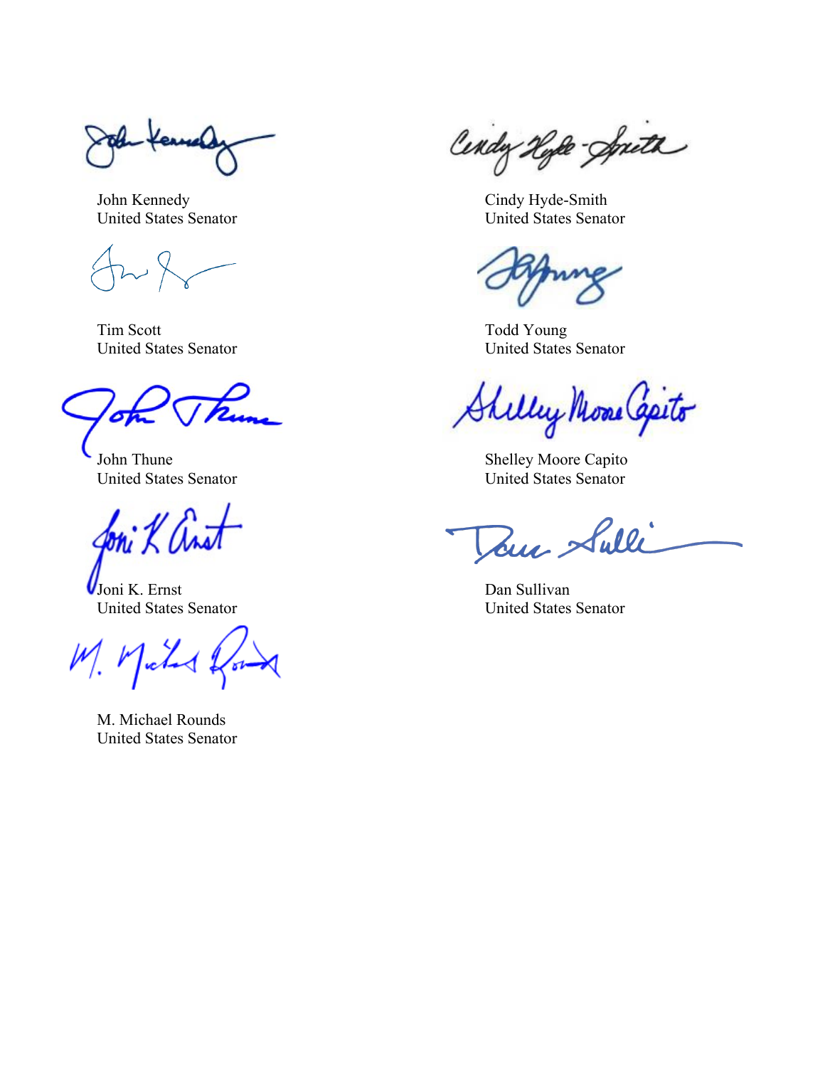John Kennedy
United States Senator

Cindy Hyde-Smith
United States Senator

Tim Scott
United States Senator

Todd Young
United States Senator

John Thune
United States Senator

Shelley Moore Capito
United States Senator

Joni K. Ernst
United States Senator

Dan Sullivan
United States Senator

M. Michael Rounds
United States Senator